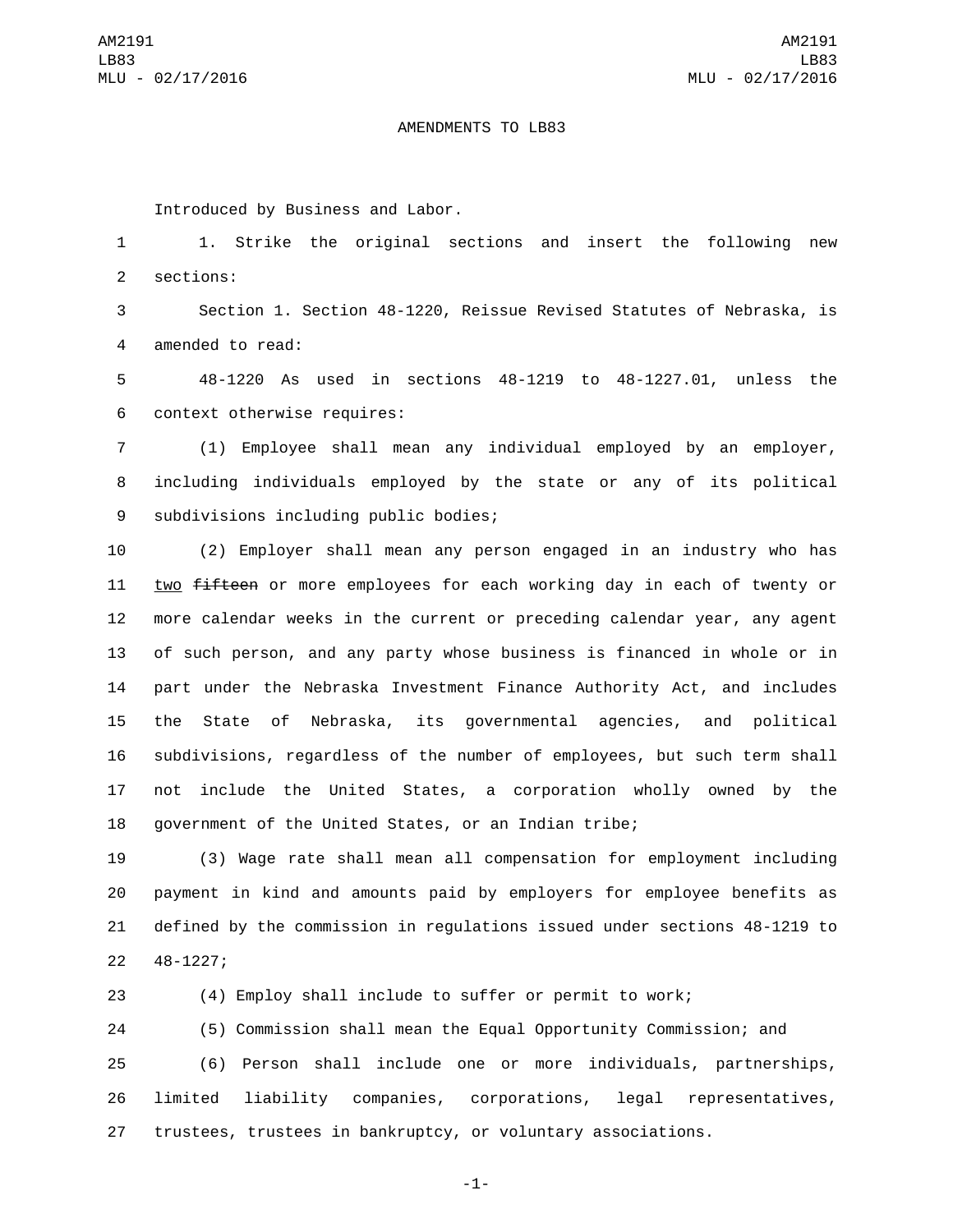AMENDMENTS TO LB83

Introduced by Business and Labor.

1. Strike the original sections and insert the following new sections:

Section 1. Section 48-1220, Reissue Revised Statutes of Nebraska, is amended to read:

48-1220 As used in sections 48-1219 to 48-1227.01, unless the context otherwise requires:

(1) Employee shall mean any individual employed by an employer, including individuals employed by the state or any of its political subdivisions including public bodies;

(2) Employer shall mean any person engaged in an industry who has <u>two</u> ~~fifteen~~ or more employees for each working day in each of twenty or more calendar weeks in the current or preceding calendar year, any agent of such person, and any party whose business is financed in whole or in part under the Nebraska Investment Finance Authority Act, and includes the State of Nebraska, its governmental agencies, and political subdivisions, regardless of the number of employees, but such term shall not include the United States, a corporation wholly owned by the government of the United States, or an Indian tribe;

(3) Wage rate shall mean all compensation for employment including payment in kind and amounts paid by employers for employee benefits as defined by the commission in regulations issued under sections 48-1219 to 48-1227;

(4) Employ shall include to suffer or permit to work;

(5) Commission shall mean the Equal Opportunity Commission; and

(6) Person shall include one or more individuals, partnerships, limited liability companies, corporations, legal representatives, trustees, trustees in bankruptcy, or voluntary associations.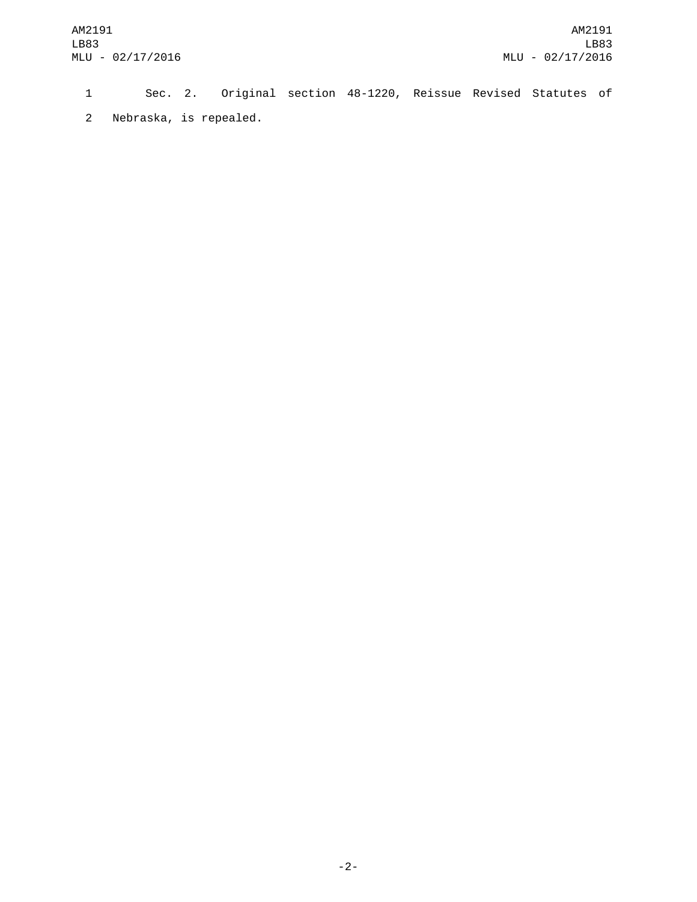Sec. 2. Original section 48-1220, Reissue Revised Statutes of Nebraska, is repealed.